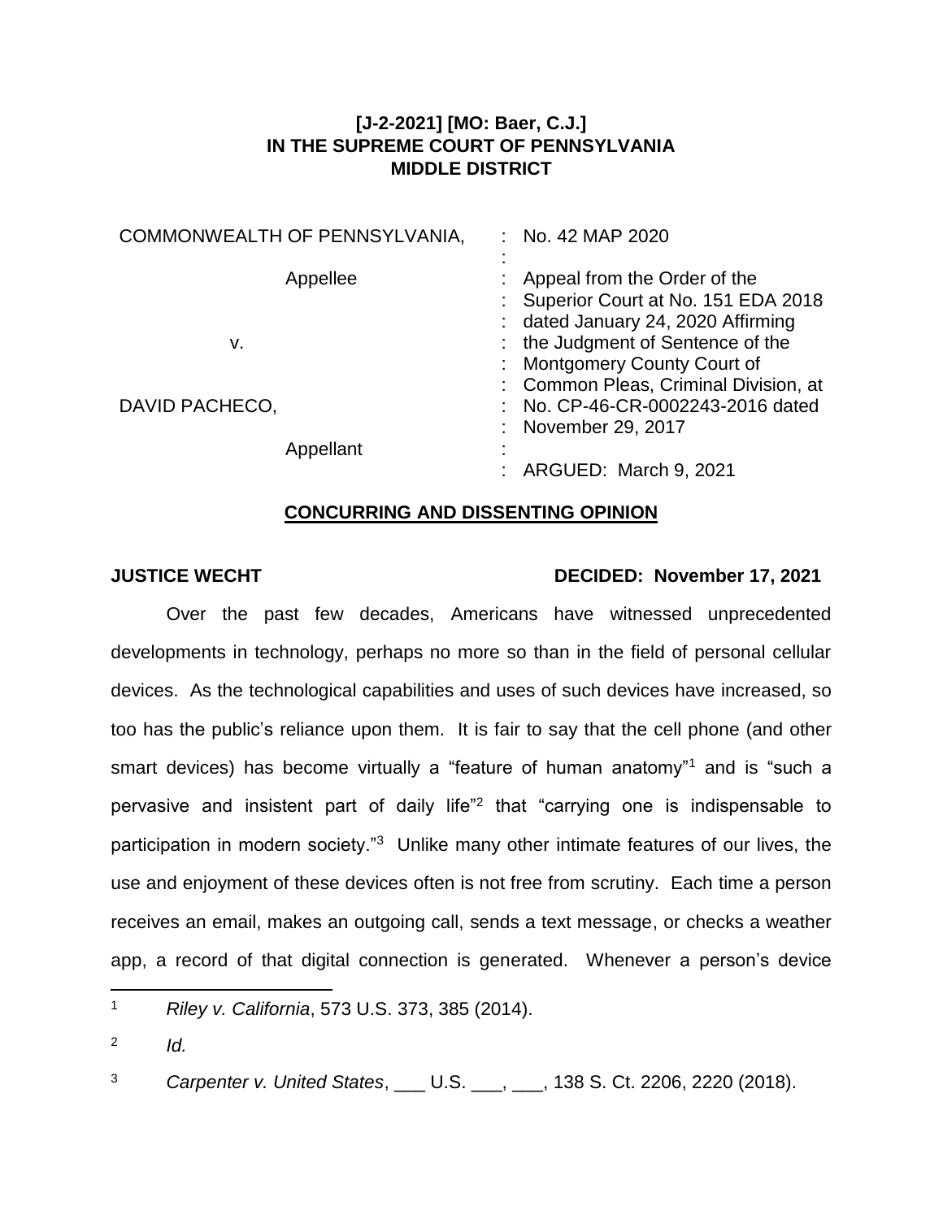**[J-2-2021] [MO: Baer, C.J.]**
**IN THE SUPREME COURT OF PENNSYLVANIA**
**MIDDLE DISTRICT**

| | |
|---|---|
| COMMONWEALTH OF PENNSYLVANIA, | No. 42 MAP 2020 |
| Appellee | Appeal from the Order of the Superior Court at No. 151 EDA 2018 dated January 24, 2020 Affirming the Judgment of Sentence of the Montgomery County Court of Common Pleas, Criminal Division, at No. CP-46-CR-0002243-2016 dated November 29, 2017 |
| v. | |
| DAVID PACHECO, | |
| Appellant | ARGUED: March 9, 2021 |

**CONCURRING AND DISSENTING OPINION**

**JUSTICE WECHT** **DECIDED: November 17, 2021**

Over the past few decades, Americans have witnessed unprecedented developments in technology, perhaps no more so than in the field of personal cellular devices. As the technological capabilities and uses of such devices have increased, so too has the public's reliance upon them. It is fair to say that the cell phone (and other smart devices) has become virtually a "feature of human anatomy"[1] and is "such a pervasive and insistent part of daily life"[2] that "carrying one is indispensable to participation in modern society."[3] Unlike many other intimate features of our lives, the use and enjoyment of these devices often is not free from scrutiny. Each time a person receives an email, makes an outgoing call, sends a text message, or checks a weather app, a record of that digital connection is generated. Whenever a person's device

---

[1] *Riley v. California*, 573 U.S. 373, 385 (2014).

[2] *Id.*

[3] *Carpenter v. United States*, ___ U.S. ___, ___, 138 S. Ct. 2206, 2220 (2018).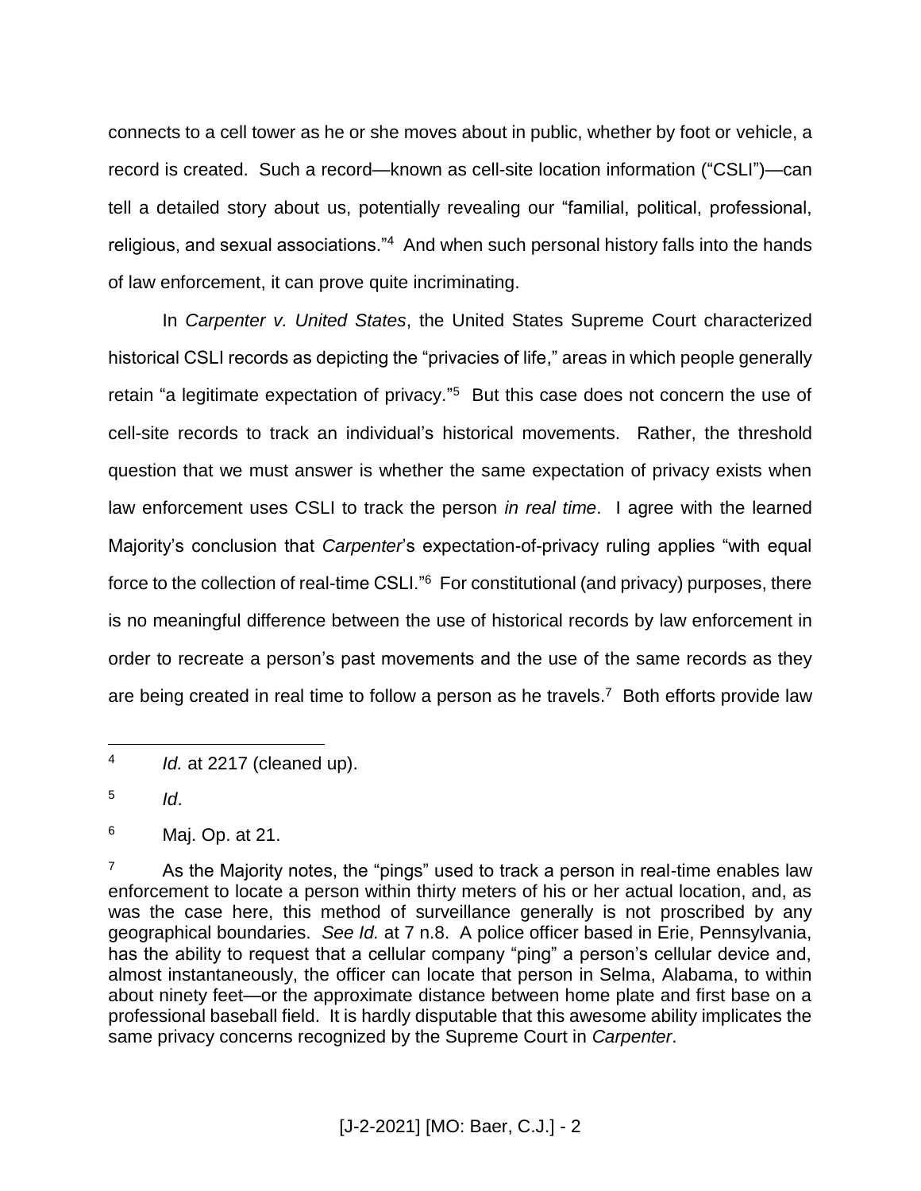connects to a cell tower as he or she moves about in public, whether by foot or vehicle, a record is created. Such a record—known as cell-site location information ("CSLI")—can tell a detailed story about us, potentially revealing our "familial, political, professional, religious, and sexual associations."[4] And when such personal history falls into the hands of law enforcement, it can prove quite incriminating.

In *Carpenter v. United States*, the United States Supreme Court characterized historical CSLI records as depicting the "privacies of life," areas in which people generally retain "a legitimate expectation of privacy."[5] But this case does not concern the use of cell-site records to track an individual's historical movements. Rather, the threshold question that we must answer is whether the same expectation of privacy exists when law enforcement uses CSLI to track the person *in real time*. I agree with the learned Majority's conclusion that *Carpenter*'s expectation-of-privacy ruling applies "with equal force to the collection of real-time CSLI."[6] For constitutional (and privacy) purposes, there is no meaningful difference between the use of historical records by law enforcement in order to recreate a person's past movements and the use of the same records as they are being created in real time to follow a person as he travels.[7] Both efforts provide law

---

[4] *Id.* at 2217 (cleaned up).

[5] *Id*.

[6] Maj. Op. at 21.

[7] As the Majority notes, the "pings" used to track a person in real-time enables law enforcement to locate a person within thirty meters of his or her actual location, and, as was the case here, this method of surveillance generally is not proscribed by any geographical boundaries. *See Id.* at 7 n.8. A police officer based in Erie, Pennsylvania, has the ability to request that a cellular company "ping" a person's cellular device and, almost instantaneously, the officer can locate that person in Selma, Alabama, to within about ninety feet—or the approximate distance between home plate and first base on a professional baseball field. It is hardly disputable that this awesome ability implicates the same privacy concerns recognized by the Supreme Court in *Carpenter*.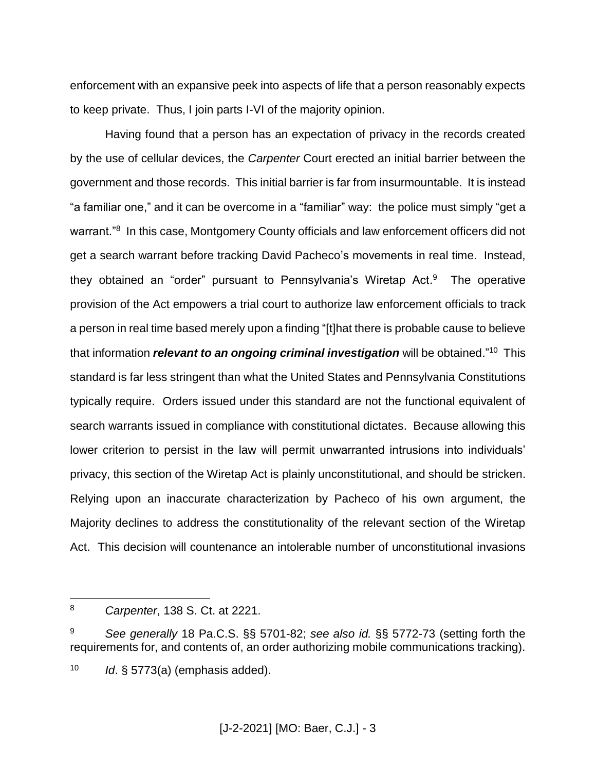enforcement with an expansive peek into aspects of life that a person reasonably expects to keep private. Thus, I join parts I-VI of the majority opinion.

Having found that a person has an expectation of privacy in the records created by the use of cellular devices, the *Carpenter* Court erected an initial barrier between the government and those records. This initial barrier is far from insurmountable. It is instead "a familiar one," and it can be overcome in a "familiar" way: the police must simply "get a warrant."[8] In this case, Montgomery County officials and law enforcement officers did not get a search warrant before tracking David Pacheco's movements in real time. Instead, they obtained an "order" pursuant to Pennsylvania's Wiretap Act.[9] The operative provision of the Act empowers a trial court to authorize law enforcement officials to track a person in real time based merely upon a finding "[t]hat there is probable cause to believe that information ***relevant to an ongoing criminal investigation*** will be obtained."[10] This standard is far less stringent than what the United States and Pennsylvania Constitutions typically require. Orders issued under this standard are not the functional equivalent of search warrants issued in compliance with constitutional dictates. Because allowing this lower criterion to persist in the law will permit unwarranted intrusions into individuals' privacy, this section of the Wiretap Act is plainly unconstitutional, and should be stricken. Relying upon an inaccurate characterization by Pacheco of his own argument, the Majority declines to address the constitutionality of the relevant section of the Wiretap Act. This decision will countenance an intolerable number of unconstitutional invasions

---

[8] *Carpenter*, 138 S. Ct. at 2221.

[9] *See generally* 18 Pa.C.S. §§ 5701-82; *see also id.* §§ 5772-73 (setting forth the requirements for, and contents of, an order authorizing mobile communications tracking).

[10] *Id*. § 5773(a) (emphasis added).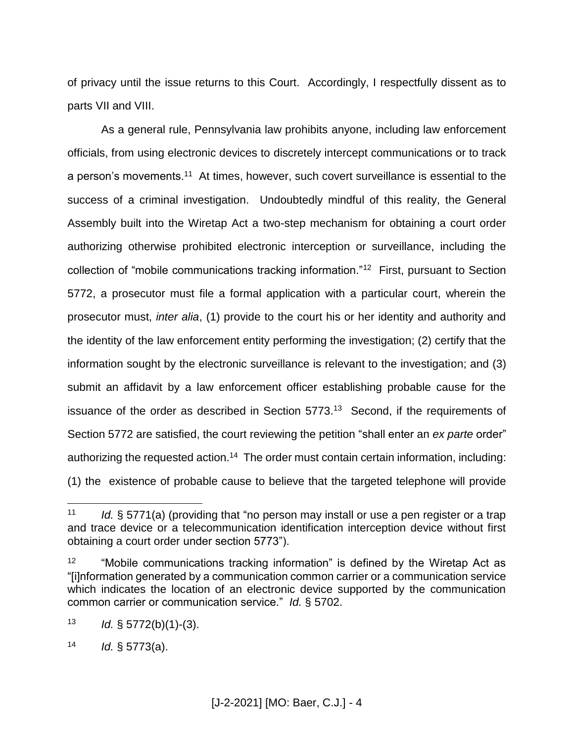of privacy until the issue returns to this Court. Accordingly, I respectfully dissent as to parts VII and VIII.

As a general rule, Pennsylvania law prohibits anyone, including law enforcement officials, from using electronic devices to discretely intercept communications or to track a person's movements.[11] At times, however, such covert surveillance is essential to the success of a criminal investigation. Undoubtedly mindful of this reality, the General Assembly built into the Wiretap Act a two-step mechanism for obtaining a court order authorizing otherwise prohibited electronic interception or surveillance, including the collection of "mobile communications tracking information."[12] First, pursuant to Section 5772, a prosecutor must file a formal application with a particular court, wherein the prosecutor must, *inter alia*, (1) provide to the court his or her identity and authority and the identity of the law enforcement entity performing the investigation; (2) certify that the information sought by the electronic surveillance is relevant to the investigation; and (3) submit an affidavit by a law enforcement officer establishing probable cause for the issuance of the order as described in Section 5773.[13] Second, if the requirements of Section 5772 are satisfied, the court reviewing the petition "shall enter an *ex parte* order" authorizing the requested action.[14] The order must contain certain information, including: (1) the existence of probable cause to believe that the targeted telephone will provide

---

[11] *Id.* § 5771(a) (providing that "no person may install or use a pen register or a trap and trace device or a telecommunication identification interception device without first obtaining a court order under section 5773").

[12] "Mobile communications tracking information" is defined by the Wiretap Act as "[i]nformation generated by a communication common carrier or a communication service which indicates the location of an electronic device supported by the communication common carrier or communication service." *Id.* § 5702.

[13] *Id.* § 5772(b)(1)-(3).

[14] *Id.* § 5773(a).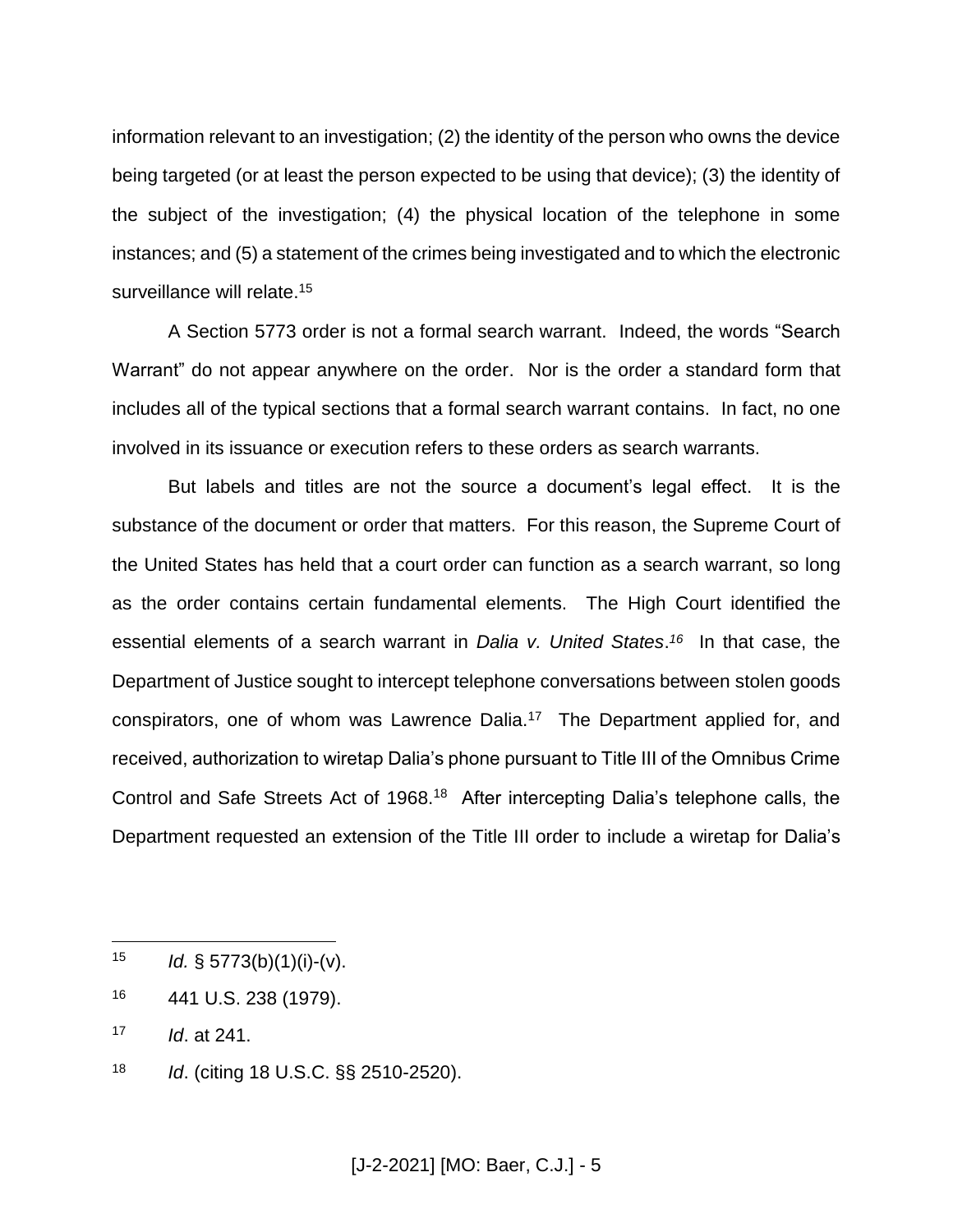information relevant to an investigation; (2) the identity of the person who owns the device being targeted (or at least the person expected to be using that device); (3) the identity of the subject of the investigation; (4) the physical location of the telephone in some instances; and (5) a statement of the crimes being investigated and to which the electronic surveillance will relate.[15]

A Section 5773 order is not a formal search warrant. Indeed, the words "Search Warrant" do not appear anywhere on the order. Nor is the order a standard form that includes all of the typical sections that a formal search warrant contains. In fact, no one involved in its issuance or execution refers to these orders as search warrants.

But labels and titles are not the source a document's legal effect. It is the substance of the document or order that matters. For this reason, the Supreme Court of the United States has held that a court order can function as a search warrant, so long as the order contains certain fundamental elements. The High Court identified the essential elements of a search warrant in *Dalia v. United States*.[16] In that case, the Department of Justice sought to intercept telephone conversations between stolen goods conspirators, one of whom was Lawrence Dalia.[17] The Department applied for, and received, authorization to wiretap Dalia's phone pursuant to Title III of the Omnibus Crime Control and Safe Streets Act of 1968.[18] After intercepting Dalia's telephone calls, the Department requested an extension of the Title III order to include a wiretap for Dalia's

---

[15] *Id.* § 5773(b)(1)(i)-(v).

[16] 441 U.S. 238 (1979).

[17] *Id*. at 241.

[18] *Id*. (citing 18 U.S.C. §§ 2510-2520).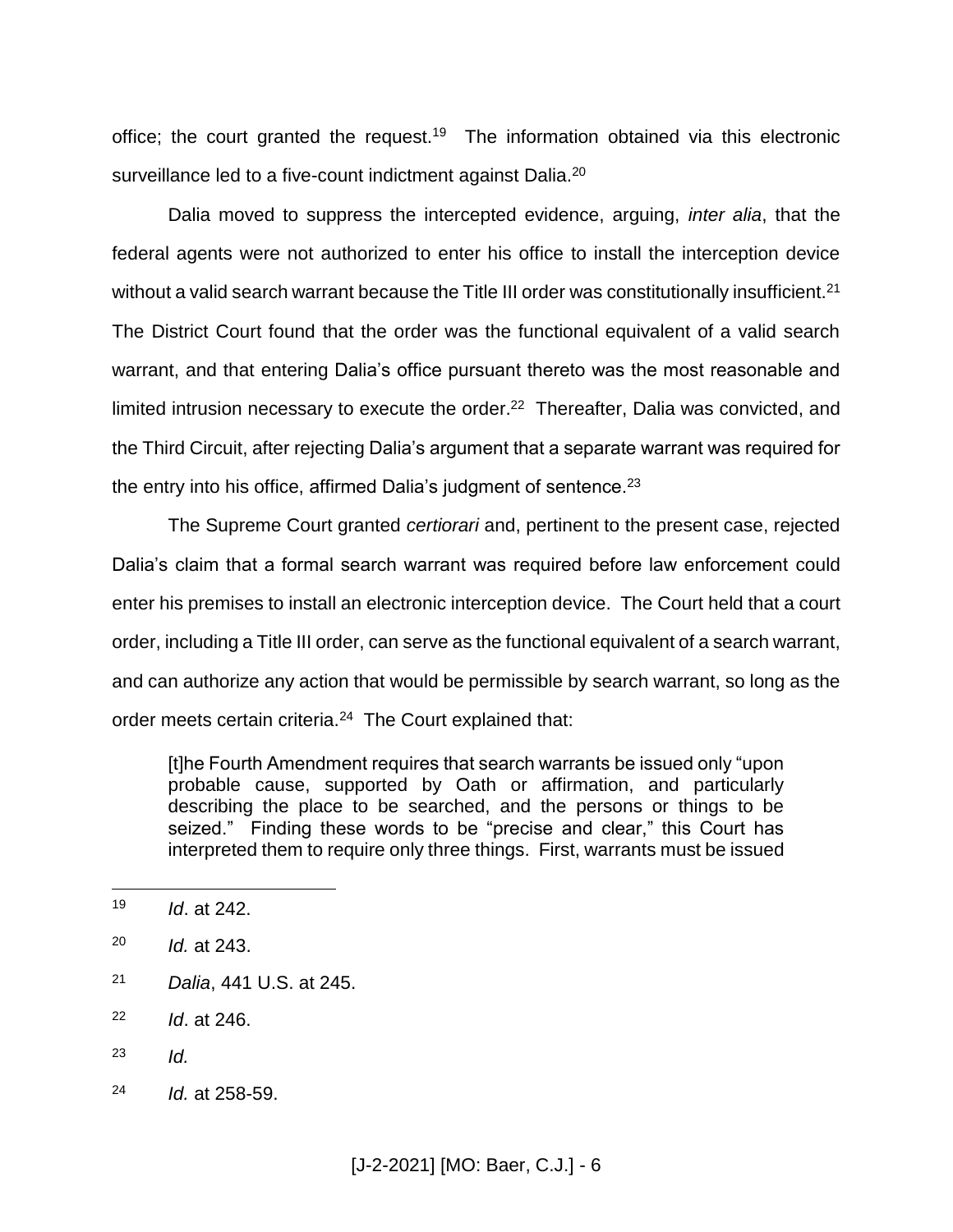office; the court granted the request.[19] The information obtained via this electronic surveillance led to a five-count indictment against Dalia.[20]

Dalia moved to suppress the intercepted evidence, arguing, *inter alia*, that the federal agents were not authorized to enter his office to install the interception device without a valid search warrant because the Title III order was constitutionally insufficient.[21] The District Court found that the order was the functional equivalent of a valid search warrant, and that entering Dalia's office pursuant thereto was the most reasonable and limited intrusion necessary to execute the order.[22] Thereafter, Dalia was convicted, and the Third Circuit, after rejecting Dalia's argument that a separate warrant was required for the entry into his office, affirmed Dalia's judgment of sentence.[23]

The Supreme Court granted *certiorari* and, pertinent to the present case, rejected Dalia's claim that a formal search warrant was required before law enforcement could enter his premises to install an electronic interception device. The Court held that a court order, including a Title III order, can serve as the functional equivalent of a search warrant, and can authorize any action that would be permissible by search warrant, so long as the order meets certain criteria.[24] The Court explained that:

> [t]he Fourth Amendment requires that search warrants be issued only "upon probable cause, supported by Oath or affirmation, and particularly describing the place to be searched, and the persons or things to be seized." Finding these words to be "precise and clear," this Court has interpreted them to require only three things. First, warrants must be issued

---

[19] *Id*. at 242.

[20] *Id.* at 243.

[21] *Dalia*, 441 U.S. at 245.

[22] *Id*. at 246.

[23] *Id.*

[24] *Id.* at 258-59.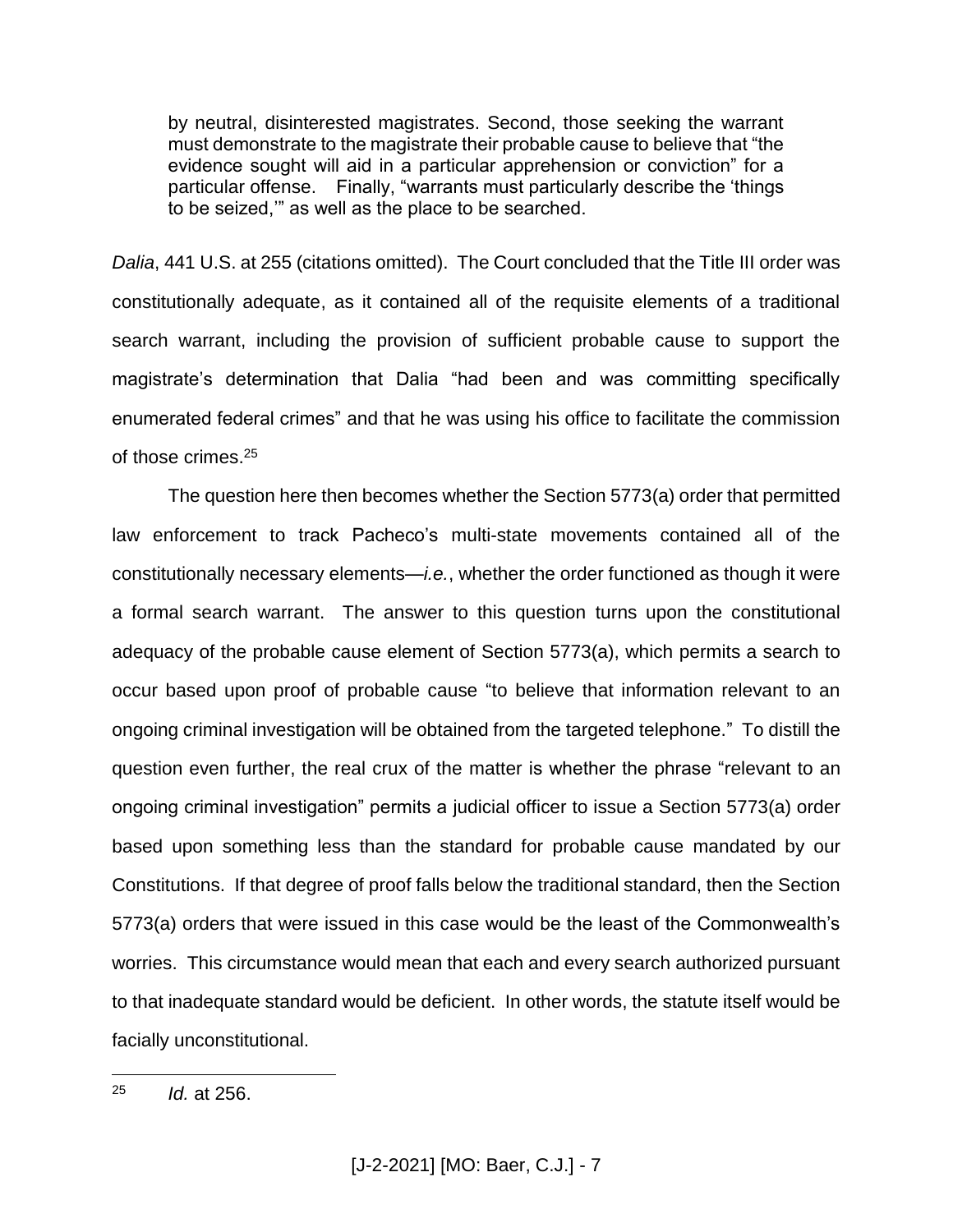> by neutral, disinterested magistrates. Second, those seeking the warrant must demonstrate to the magistrate their probable cause to believe that "the evidence sought will aid in a particular apprehension or conviction" for a particular offense. Finally, "warrants must particularly describe the 'things to be seized,'" as well as the place to be searched.

*Dalia*, 441 U.S. at 255 (citations omitted). The Court concluded that the Title III order was constitutionally adequate, as it contained all of the requisite elements of a traditional search warrant, including the provision of sufficient probable cause to support the magistrate's determination that Dalia "had been and was committing specifically enumerated federal crimes" and that he was using his office to facilitate the commission of those crimes.[25]

The question here then becomes whether the Section 5773(a) order that permitted law enforcement to track Pacheco's multi-state movements contained all of the constitutionally necessary elements—*i.e.*, whether the order functioned as though it were a formal search warrant. The answer to this question turns upon the constitutional adequacy of the probable cause element of Section 5773(a), which permits a search to occur based upon proof of probable cause "to believe that information relevant to an ongoing criminal investigation will be obtained from the targeted telephone." To distill the question even further, the real crux of the matter is whether the phrase "relevant to an ongoing criminal investigation" permits a judicial officer to issue a Section 5773(a) order based upon something less than the standard for probable cause mandated by our Constitutions. If that degree of proof falls below the traditional standard, then the Section 5773(a) orders that were issued in this case would be the least of the Commonwealth's worries. This circumstance would mean that each and every search authorized pursuant to that inadequate standard would be deficient. In other words, the statute itself would be facially unconstitutional.

---

[25] *Id.* at 256.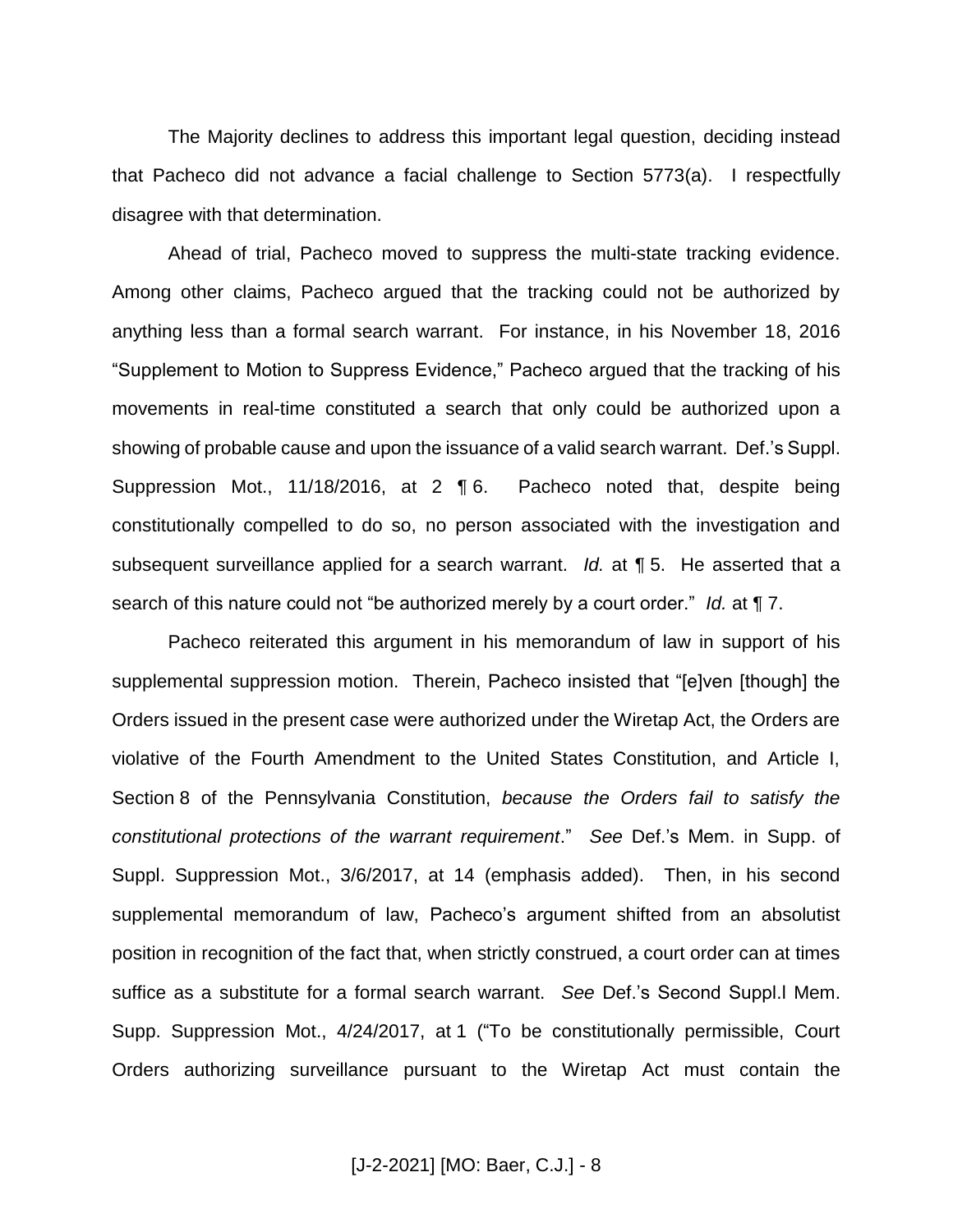The Majority declines to address this important legal question, deciding instead that Pacheco did not advance a facial challenge to Section 5773(a). I respectfully disagree with that determination.

Ahead of trial, Pacheco moved to suppress the multi-state tracking evidence. Among other claims, Pacheco argued that the tracking could not be authorized by anything less than a formal search warrant. For instance, in his November 18, 2016 "Supplement to Motion to Suppress Evidence," Pacheco argued that the tracking of his movements in real-time constituted a search that only could be authorized upon a showing of probable cause and upon the issuance of a valid search warrant. Def.'s Suppl. Suppression Mot., 11/18/2016, at 2 ¶ 6. Pacheco noted that, despite being constitutionally compelled to do so, no person associated with the investigation and subsequent surveillance applied for a search warrant. *Id.* at ¶ 5. He asserted that a search of this nature could not "be authorized merely by a court order." *Id.* at ¶ 7.

Pacheco reiterated this argument in his memorandum of law in support of his supplemental suppression motion. Therein, Pacheco insisted that "[e]ven [though] the Orders issued in the present case were authorized under the Wiretap Act, the Orders are violative of the Fourth Amendment to the United States Constitution, and Article I, Section 8 of the Pennsylvania Constitution, *because the Orders fail to satisfy the constitutional protections of the warrant requirement*." *See* Def.'s Mem. in Supp. of Suppl. Suppression Mot., 3/6/2017, at 14 (emphasis added). Then, in his second supplemental memorandum of law, Pacheco's argument shifted from an absolutist position in recognition of the fact that, when strictly construed, a court order can at times suffice as a substitute for a formal search warrant. *See* Def.'s Second Suppl.l Mem. Supp. Suppression Mot., 4/24/2017, at 1 ("To be constitutionally permissible, Court Orders authorizing surveillance pursuant to the Wiretap Act must contain the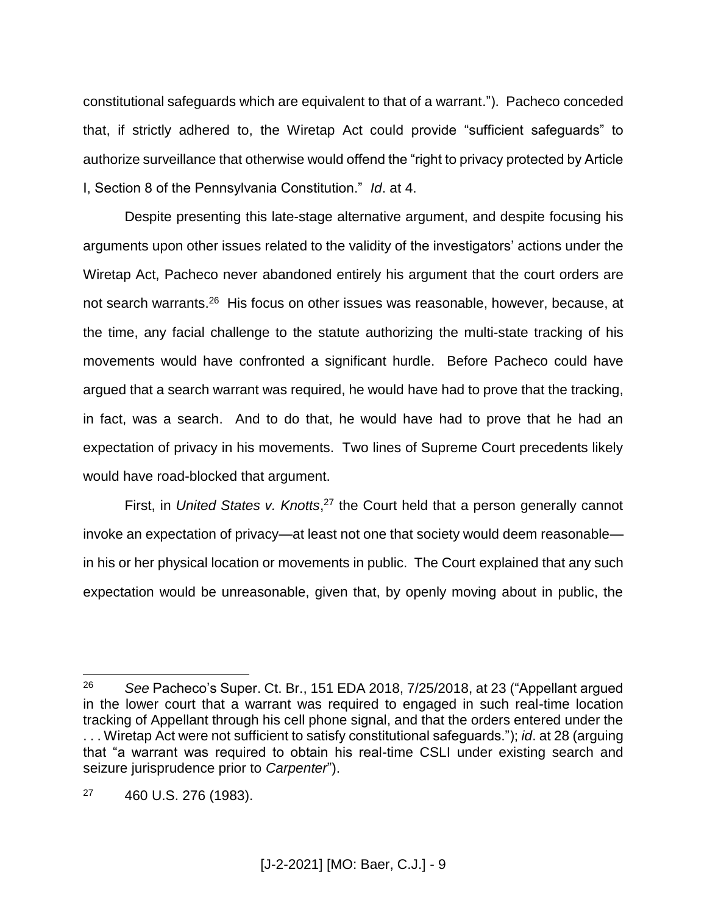constitutional safeguards which are equivalent to that of a warrant."). Pacheco conceded that, if strictly adhered to, the Wiretap Act could provide "sufficient safeguards" to authorize surveillance that otherwise would offend the "right to privacy protected by Article I, Section 8 of the Pennsylvania Constitution." *Id*. at 4.

Despite presenting this late-stage alternative argument, and despite focusing his arguments upon other issues related to the validity of the investigators' actions under the Wiretap Act, Pacheco never abandoned entirely his argument that the court orders are not search warrants.[26] His focus on other issues was reasonable, however, because, at the time, any facial challenge to the statute authorizing the multi-state tracking of his movements would have confronted a significant hurdle. Before Pacheco could have argued that a search warrant was required, he would have had to prove that the tracking, in fact, was a search. And to do that, he would have had to prove that he had an expectation of privacy in his movements. Two lines of Supreme Court precedents likely would have road-blocked that argument.

First, in *United States v. Knotts*,[27] the Court held that a person generally cannot invoke an expectation of privacy—at least not one that society would deem reasonable—in his or her physical location or movements in public. The Court explained that any such expectation would be unreasonable, given that, by openly moving about in public, the

---

[26] *See* Pacheco's Super. Ct. Br., 151 EDA 2018, 7/25/2018, at 23 ("Appellant argued in the lower court that a warrant was required to engaged in such real-time location tracking of Appellant through his cell phone signal, and that the orders entered under the . . . Wiretap Act were not sufficient to satisfy constitutional safeguards."); *id*. at 28 (arguing that "a warrant was required to obtain his real-time CSLI under existing search and seizure jurisprudence prior to *Carpenter*").

[27] 460 U.S. 276 (1983).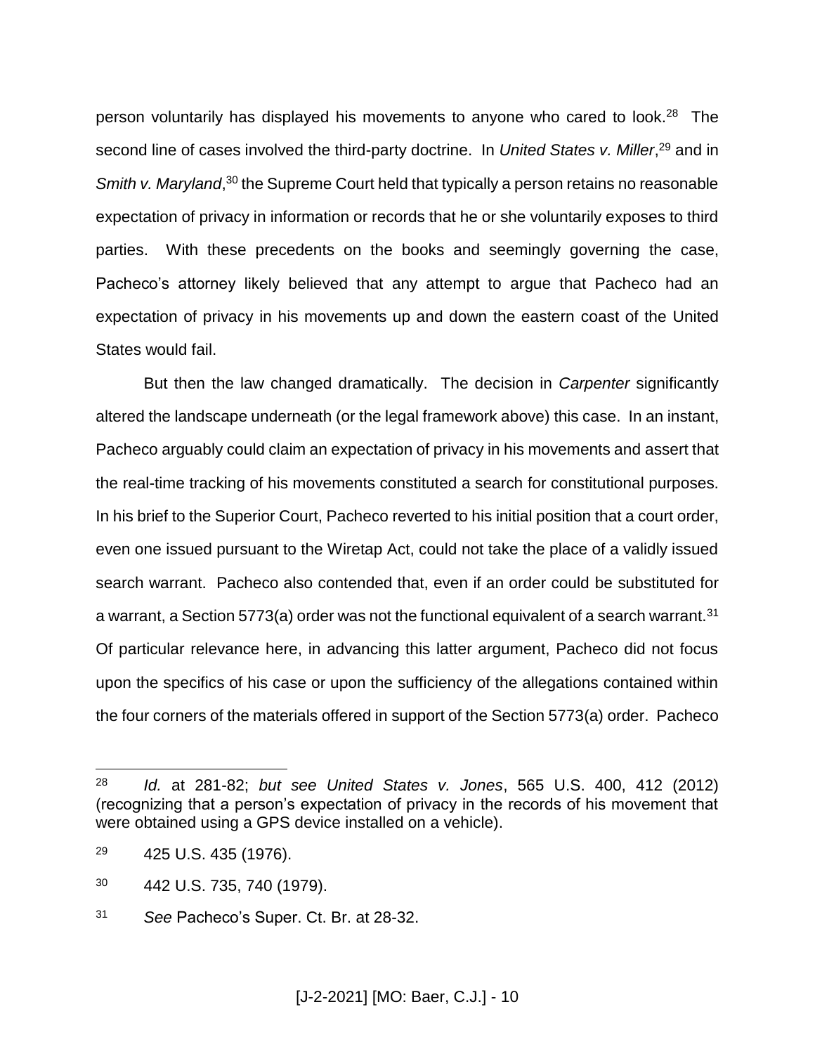person voluntarily has displayed his movements to anyone who cared to look.[28] The second line of cases involved the third-party doctrine. In *United States v. Miller*,[29] and in *Smith v. Maryland*,[30] the Supreme Court held that typically a person retains no reasonable expectation of privacy in information or records that he or she voluntarily exposes to third parties. With these precedents on the books and seemingly governing the case, Pacheco's attorney likely believed that any attempt to argue that Pacheco had an expectation of privacy in his movements up and down the eastern coast of the United States would fail.

But then the law changed dramatically. The decision in *Carpenter* significantly altered the landscape underneath (or the legal framework above) this case. In an instant, Pacheco arguably could claim an expectation of privacy in his movements and assert that the real-time tracking of his movements constituted a search for constitutional purposes. In his brief to the Superior Court, Pacheco reverted to his initial position that a court order, even one issued pursuant to the Wiretap Act, could not take the place of a validly issued search warrant. Pacheco also contended that, even if an order could be substituted for a warrant, a Section 5773(a) order was not the functional equivalent of a search warrant.[31] Of particular relevance here, in advancing this latter argument, Pacheco did not focus upon the specifics of his case or upon the sufficiency of the allegations contained within the four corners of the materials offered in support of the Section 5773(a) order. Pacheco

---

[28] *Id.* at 281-82; *but see United States v. Jones*, 565 U.S. 400, 412 (2012) (recognizing that a person's expectation of privacy in the records of his movement that were obtained using a GPS device installed on a vehicle).

[29] 425 U.S. 435 (1976).

[30] 442 U.S. 735, 740 (1979).

[31] *See* Pacheco's Super. Ct. Br. at 28-32.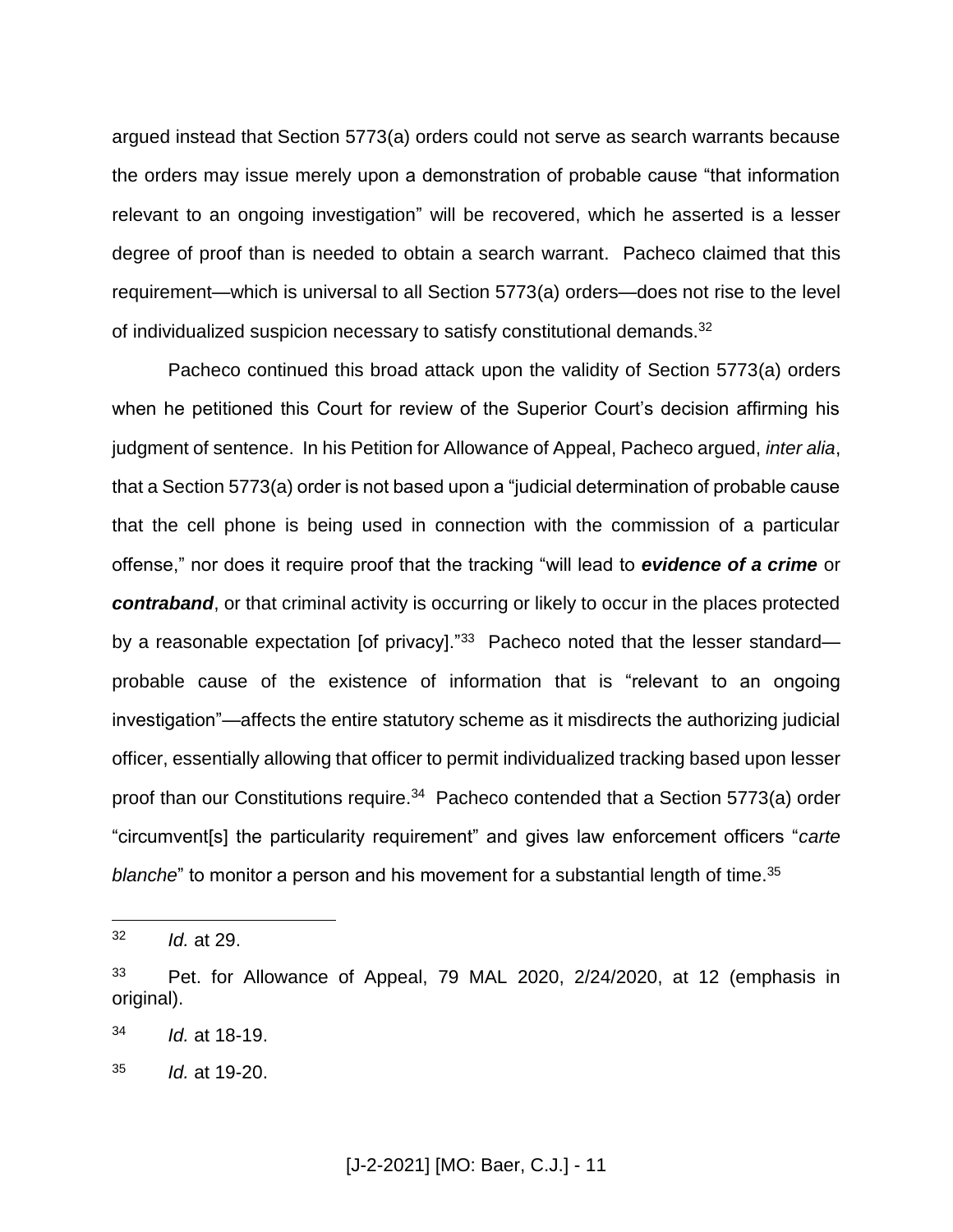argued instead that Section 5773(a) orders could not serve as search warrants because the orders may issue merely upon a demonstration of probable cause "that information relevant to an ongoing investigation" will be recovered, which he asserted is a lesser degree of proof than is needed to obtain a search warrant. Pacheco claimed that this requirement—which is universal to all Section 5773(a) orders—does not rise to the level of individualized suspicion necessary to satisfy constitutional demands.[32]

Pacheco continued this broad attack upon the validity of Section 5773(a) orders when he petitioned this Court for review of the Superior Court's decision affirming his judgment of sentence. In his Petition for Allowance of Appeal, Pacheco argued, *inter alia*, that a Section 5773(a) order is not based upon a "judicial determination of probable cause that the cell phone is being used in connection with the commission of a particular offense," nor does it require proof that the tracking "will lead to ***evidence of a crime*** or ***contraband***, or that criminal activity is occurring or likely to occur in the places protected by a reasonable expectation [of privacy]."[33] Pacheco noted that the lesser standard—probable cause of the existence of information that is "relevant to an ongoing investigation"—affects the entire statutory scheme as it misdirects the authorizing judicial officer, essentially allowing that officer to permit individualized tracking based upon lesser proof than our Constitutions require.[34] Pacheco contended that a Section 5773(a) order "circumvent[s] the particularity requirement" and gives law enforcement officers "*carte blanche*" to monitor a person and his movement for a substantial length of time.[35]

---

[32] *Id.* at 29.

[33] Pet. for Allowance of Appeal, 79 MAL 2020, 2/24/2020, at 12 (emphasis in original).

[34] *Id.* at 18-19.

[35] *Id.* at 19-20.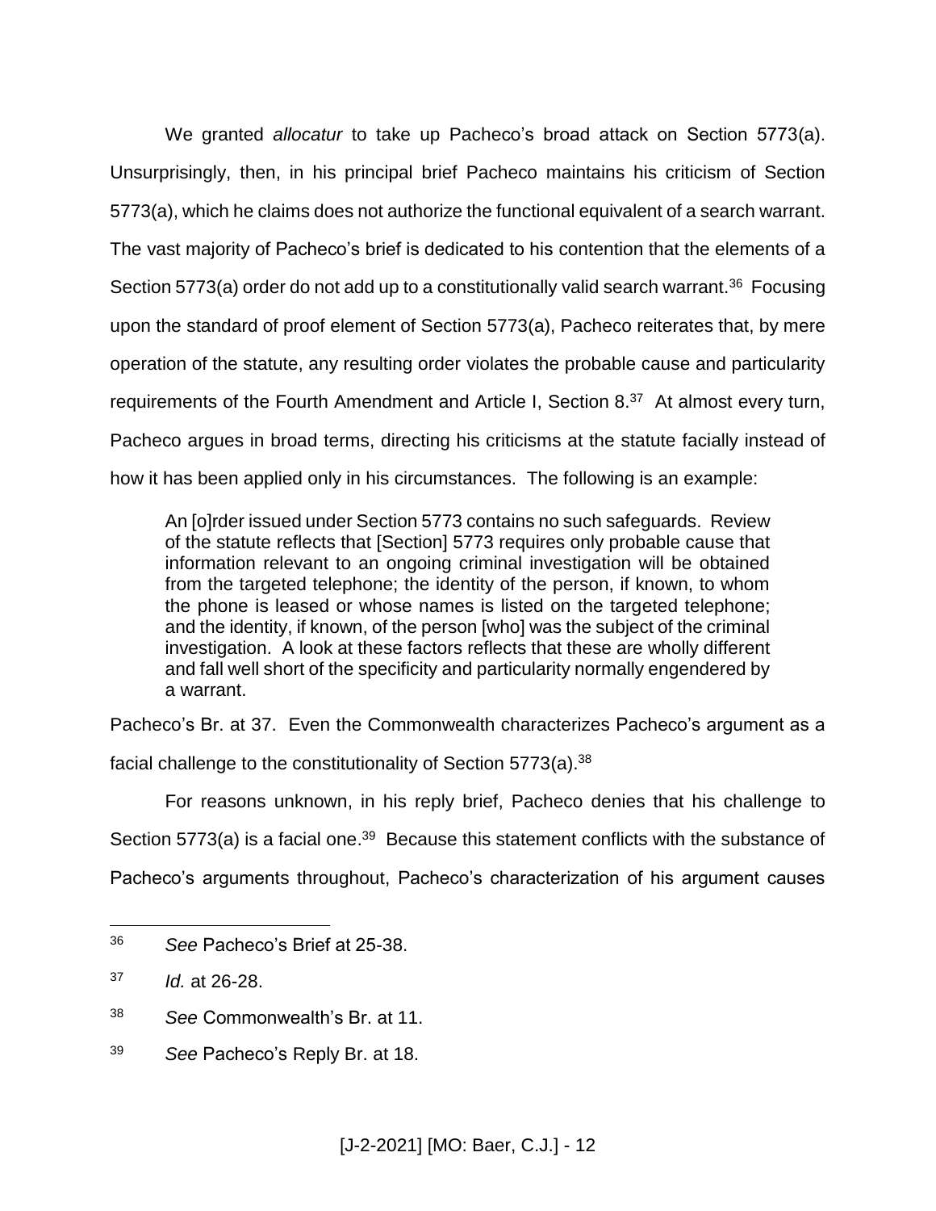We granted *allocatur* to take up Pacheco's broad attack on Section 5773(a). Unsurprisingly, then, in his principal brief Pacheco maintains his criticism of Section 5773(a), which he claims does not authorize the functional equivalent of a search warrant. The vast majority of Pacheco's brief is dedicated to his contention that the elements of a Section 5773(a) order do not add up to a constitutionally valid search warrant.[36] Focusing upon the standard of proof element of Section 5773(a), Pacheco reiterates that, by mere operation of the statute, any resulting order violates the probable cause and particularity requirements of the Fourth Amendment and Article I, Section 8.[37] At almost every turn, Pacheco argues in broad terms, directing his criticisms at the statute facially instead of how it has been applied only in his circumstances. The following is an example:

> An [o]rder issued under Section 5773 contains no such safeguards. Review of the statute reflects that [Section] 5773 requires only probable cause that information relevant to an ongoing criminal investigation will be obtained from the targeted telephone; the identity of the person, if known, to whom the phone is leased or whose names is listed on the targeted telephone; and the identity, if known, of the person [who] was the subject of the criminal investigation. A look at these factors reflects that these are wholly different and fall well short of the specificity and particularity normally engendered by a warrant.

Pacheco's Br. at 37. Even the Commonwealth characterizes Pacheco's argument as a facial challenge to the constitutionality of Section 5773(a).[38]

For reasons unknown, in his reply brief, Pacheco denies that his challenge to Section 5773(a) is a facial one.[39] Because this statement conflicts with the substance of Pacheco's arguments throughout, Pacheco's characterization of his argument causes

---

[36] *See* Pacheco's Brief at 25-38.

[37] *Id.* at 26-28.

[38] *See* Commonwealth's Br. at 11.

[39] *See* Pacheco's Reply Br. at 18.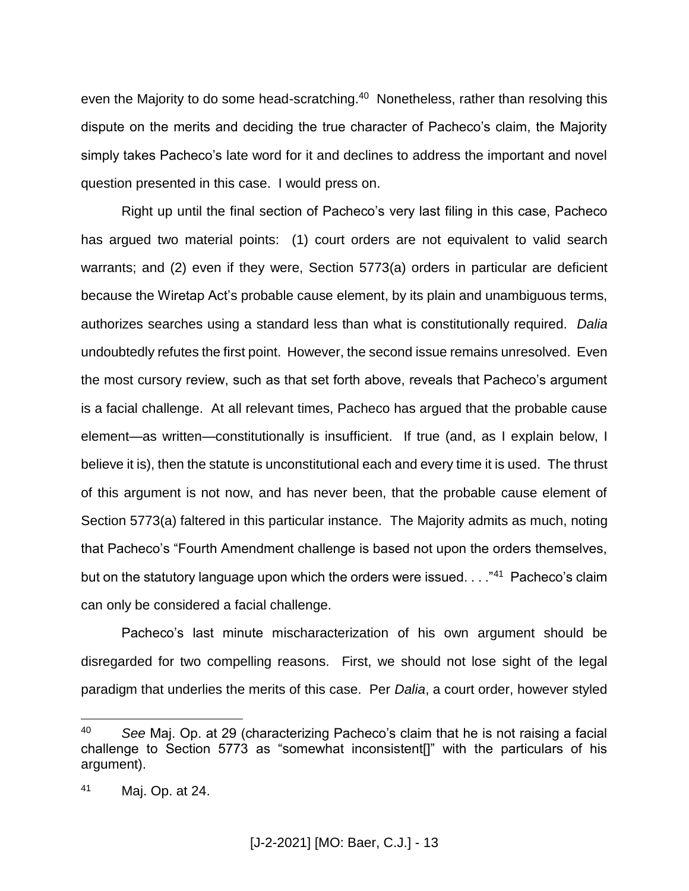even the Majority to do some head-scratching.[40] Nonetheless, rather than resolving this dispute on the merits and deciding the true character of Pacheco's claim, the Majority simply takes Pacheco's late word for it and declines to address the important and novel question presented in this case. I would press on.

Right up until the final section of Pacheco's very last filing in this case, Pacheco has argued two material points: (1) court orders are not equivalent to valid search warrants; and (2) even if they were, Section 5773(a) orders in particular are deficient because the Wiretap Act's probable cause element, by its plain and unambiguous terms, authorizes searches using a standard less than what is constitutionally required. *Dalia* undoubtedly refutes the first point. However, the second issue remains unresolved. Even the most cursory review, such as that set forth above, reveals that Pacheco's argument is a facial challenge. At all relevant times, Pacheco has argued that the probable cause element—as written—constitutionally is insufficient. If true (and, as I explain below, I believe it is), then the statute is unconstitutional each and every time it is used. The thrust of this argument is not now, and has never been, that the probable cause element of Section 5773(a) faltered in this particular instance. The Majority admits as much, noting that Pacheco's "Fourth Amendment challenge is based not upon the orders themselves, but on the statutory language upon which the orders were issued. . . ."[41] Pacheco's claim can only be considered a facial challenge.

Pacheco's last minute mischaracterization of his own argument should be disregarded for two compelling reasons. First, we should not lose sight of the legal paradigm that underlies the merits of this case. Per *Dalia*, a court order, however styled

---

[40] *See* Maj. Op. at 29 (characterizing Pacheco's claim that he is not raising a facial challenge to Section 5773 as "somewhat inconsistent[]" with the particulars of his argument).

[41] Maj. Op. at 24.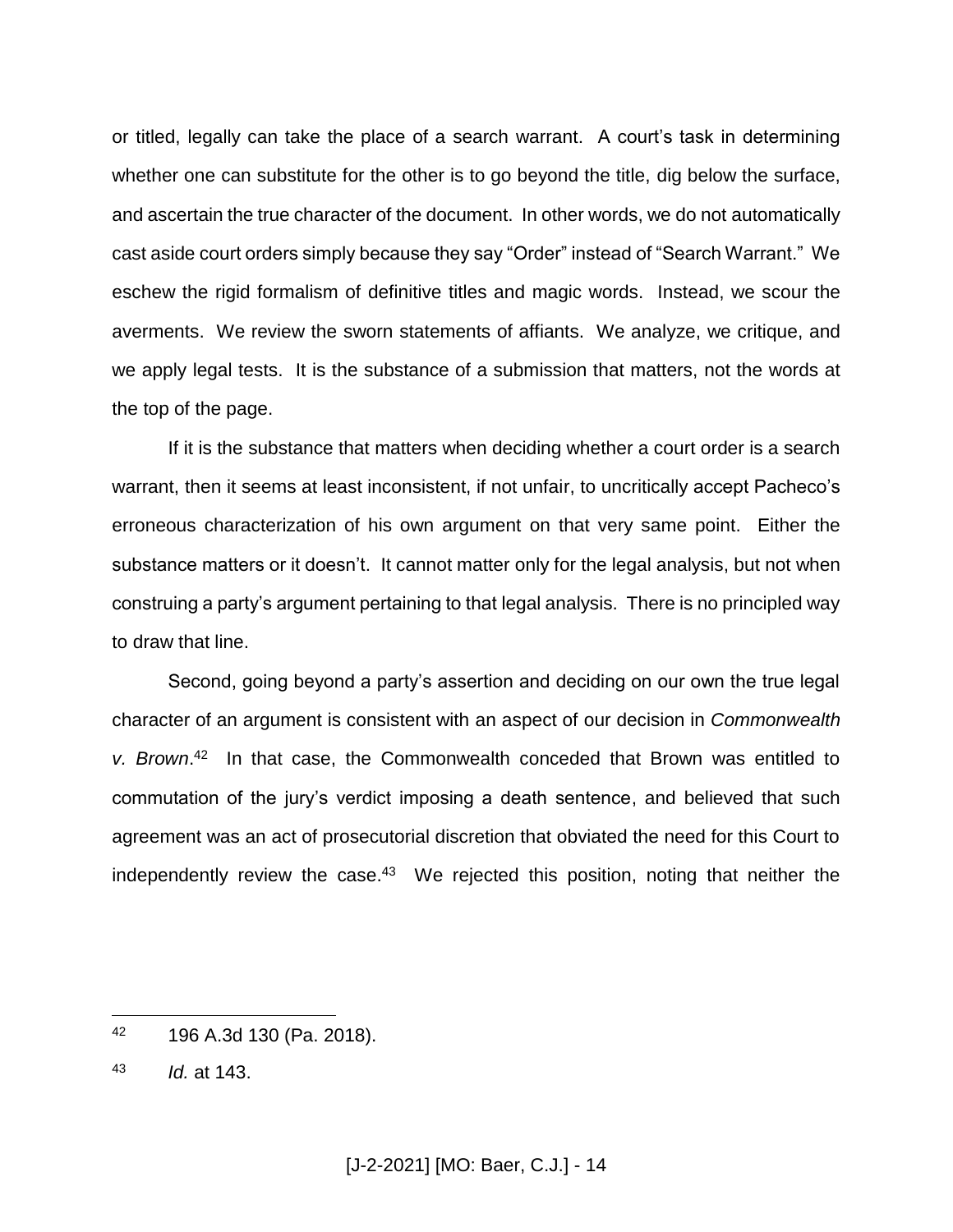or titled, legally can take the place of a search warrant. A court's task in determining whether one can substitute for the other is to go beyond the title, dig below the surface, and ascertain the true character of the document. In other words, we do not automatically cast aside court orders simply because they say "Order" instead of "Search Warrant." We eschew the rigid formalism of definitive titles and magic words. Instead, we scour the averments. We review the sworn statements of affiants. We analyze, we critique, and we apply legal tests. It is the substance of a submission that matters, not the words at the top of the page.

If it is the substance that matters when deciding whether a court order is a search warrant, then it seems at least inconsistent, if not unfair, to uncritically accept Pacheco's erroneous characterization of his own argument on that very same point. Either the substance matters or it doesn't. It cannot matter only for the legal analysis, but not when construing a party's argument pertaining to that legal analysis. There is no principled way to draw that line.

Second, going beyond a party's assertion and deciding on our own the true legal character of an argument is consistent with an aspect of our decision in *Commonwealth v. Brown*.[42] In that case, the Commonwealth conceded that Brown was entitled to commutation of the jury's verdict imposing a death sentence, and believed that such agreement was an act of prosecutorial discretion that obviated the need for this Court to independently review the case.[43] We rejected this position, noting that neither the

---

[42] 196 A.3d 130 (Pa. 2018).

[43] *Id.* at 143.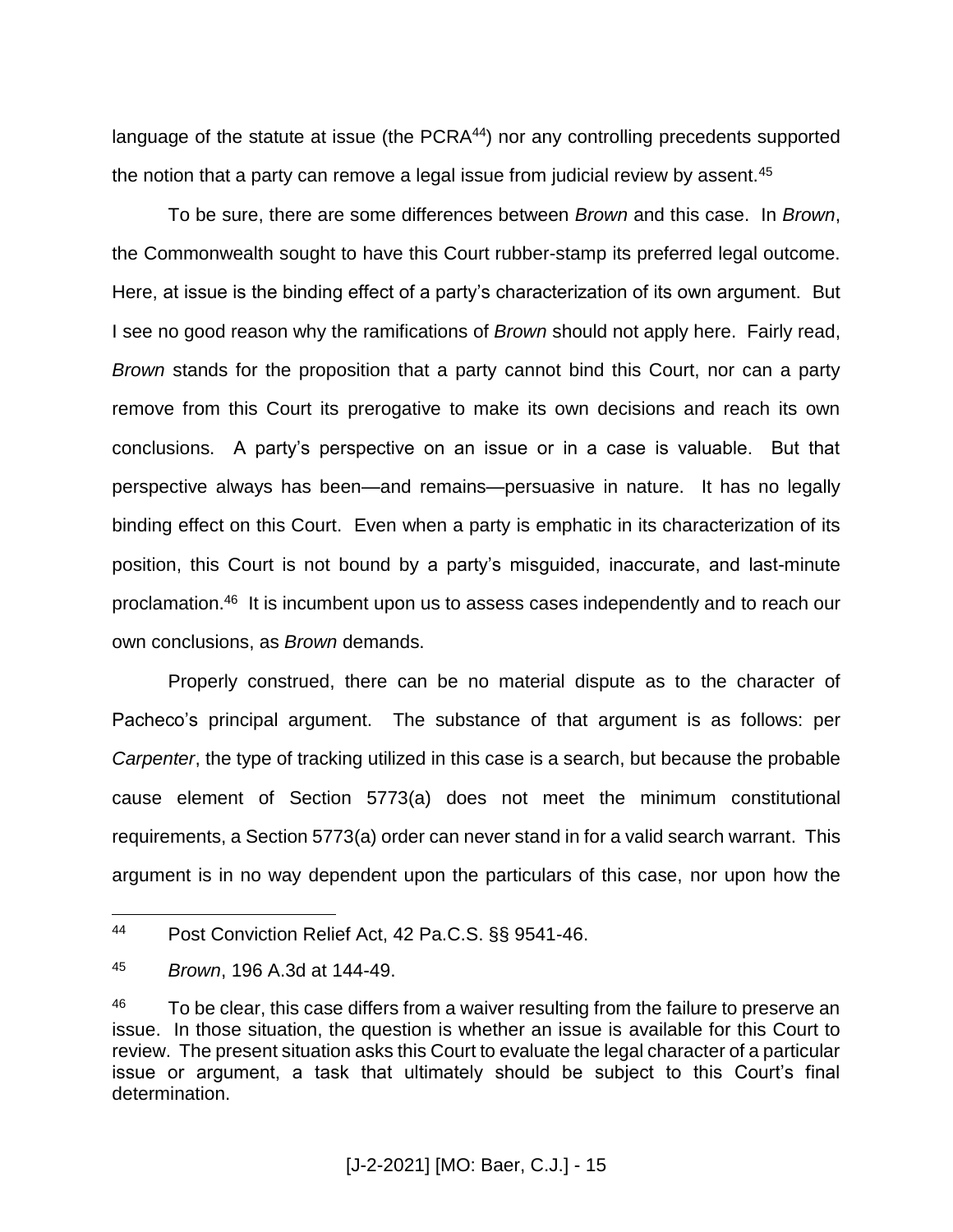language of the statute at issue (the PCRA[44]) nor any controlling precedents supported the notion that a party can remove a legal issue from judicial review by assent.[45]

To be sure, there are some differences between *Brown* and this case. In *Brown*, the Commonwealth sought to have this Court rubber-stamp its preferred legal outcome. Here, at issue is the binding effect of a party's characterization of its own argument. But I see no good reason why the ramifications of *Brown* should not apply here. Fairly read, *Brown* stands for the proposition that a party cannot bind this Court, nor can a party remove from this Court its prerogative to make its own decisions and reach its own conclusions. A party's perspective on an issue or in a case is valuable. But that perspective always has been—and remains—persuasive in nature. It has no legally binding effect on this Court. Even when a party is emphatic in its characterization of its position, this Court is not bound by a party's misguided, inaccurate, and last-minute proclamation.[46] It is incumbent upon us to assess cases independently and to reach our own conclusions, as *Brown* demands.

Properly construed, there can be no material dispute as to the character of Pacheco's principal argument. The substance of that argument is as follows: per *Carpenter*, the type of tracking utilized in this case is a search, but because the probable cause element of Section 5773(a) does not meet the minimum constitutional requirements, a Section 5773(a) order can never stand in for a valid search warrant. This argument is in no way dependent upon the particulars of this case, nor upon how the

---

[44] Post Conviction Relief Act, 42 Pa.C.S. §§ 9541-46.

[45] *Brown*, 196 A.3d at 144-49.

[46] To be clear, this case differs from a waiver resulting from the failure to preserve an issue. In those situation, the question is whether an issue is available for this Court to review. The present situation asks this Court to evaluate the legal character of a particular issue or argument, a task that ultimately should be subject to this Court's final determination.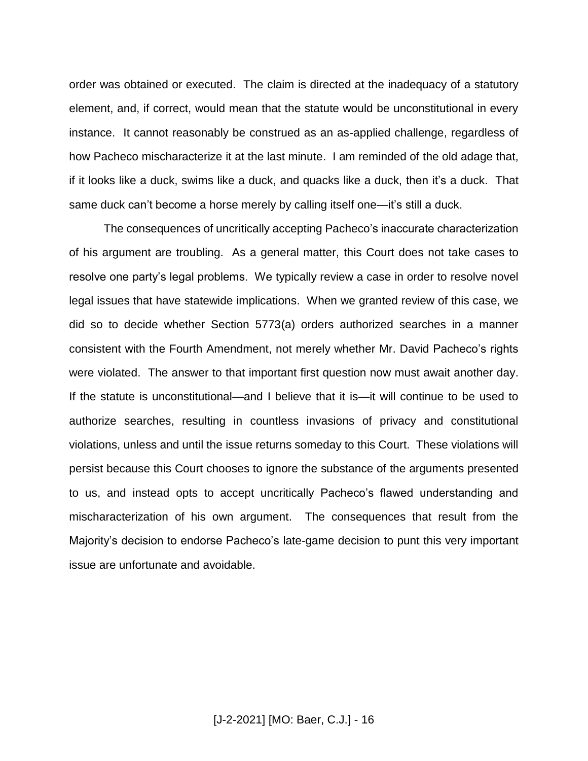order was obtained or executed. The claim is directed at the inadequacy of a statutory element, and, if correct, would mean that the statute would be unconstitutional in every instance. It cannot reasonably be construed as an as-applied challenge, regardless of how Pacheco mischaracterize it at the last minute. I am reminded of the old adage that, if it looks like a duck, swims like a duck, and quacks like a duck, then it's a duck. That same duck can't become a horse merely by calling itself one—it's still a duck.

The consequences of uncritically accepting Pacheco's inaccurate characterization of his argument are troubling. As a general matter, this Court does not take cases to resolve one party's legal problems. We typically review a case in order to resolve novel legal issues that have statewide implications. When we granted review of this case, we did so to decide whether Section 5773(a) orders authorized searches in a manner consistent with the Fourth Amendment, not merely whether Mr. David Pacheco's rights were violated. The answer to that important first question now must await another day. If the statute is unconstitutional—and I believe that it is—it will continue to be used to authorize searches, resulting in countless invasions of privacy and constitutional violations, unless and until the issue returns someday to this Court. These violations will persist because this Court chooses to ignore the substance of the arguments presented to us, and instead opts to accept uncritically Pacheco's flawed understanding and mischaracterization of his own argument. The consequences that result from the Majority's decision to endorse Pacheco's late-game decision to punt this very important issue are unfortunate and avoidable.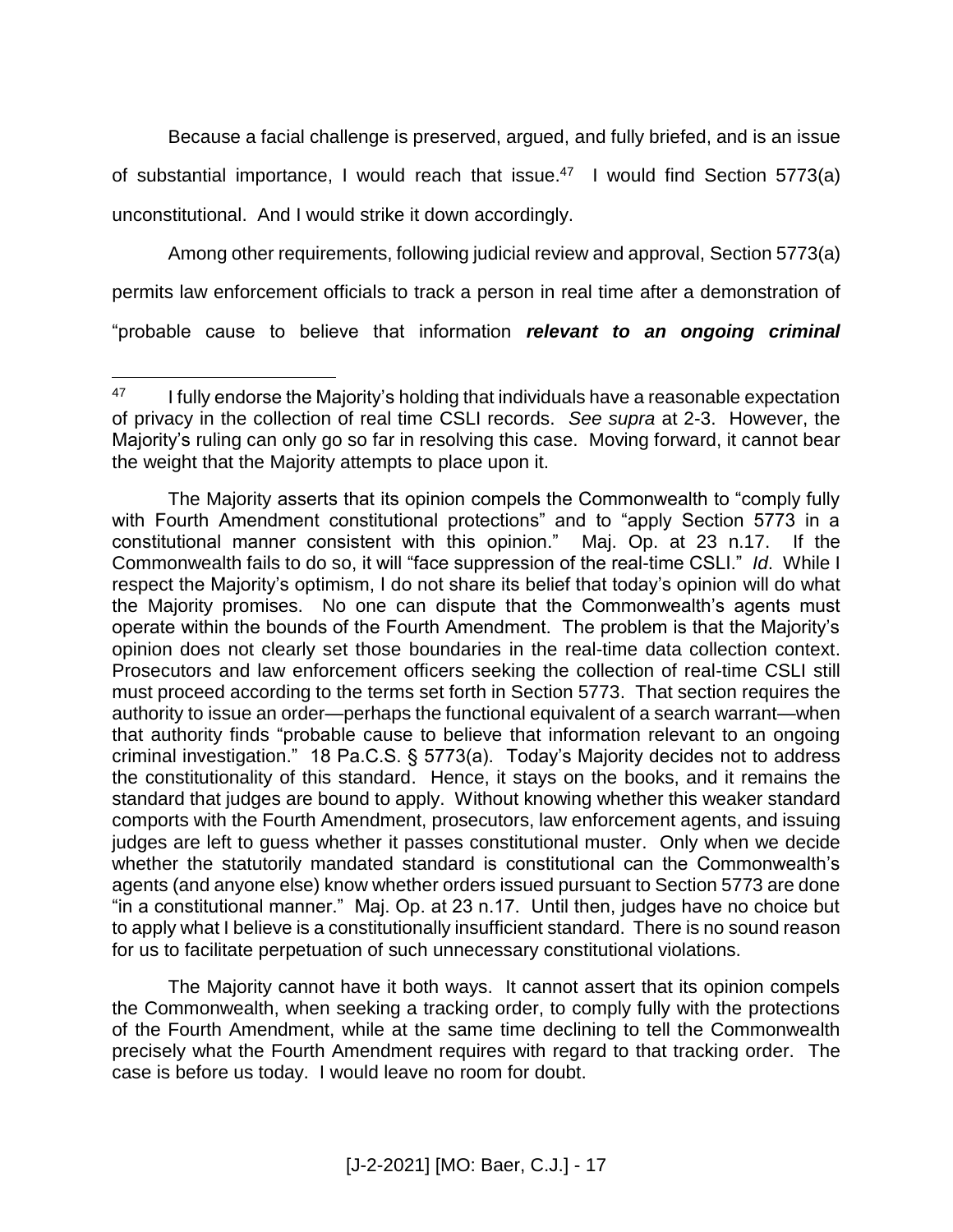Because a facial challenge is preserved, argued, and fully briefed, and is an issue of substantial importance, I would reach that issue.[47] I would find Section 5773(a) unconstitutional. And I would strike it down accordingly.

Among other requirements, following judicial review and approval, Section 5773(a) permits law enforcement officials to track a person in real time after a demonstration of "probable cause to believe that information ***relevant to an ongoing criminal***

---

[47] I fully endorse the Majority's holding that individuals have a reasonable expectation of privacy in the collection of real time CSLI records. *See supra* at 2-3. However, the Majority's ruling can only go so far in resolving this case. Moving forward, it cannot bear the weight that the Majority attempts to place upon it.

The Majority asserts that its opinion compels the Commonwealth to "comply fully with Fourth Amendment constitutional protections" and to "apply Section 5773 in a constitutional manner consistent with this opinion." Maj. Op. at 23 n.17. If the Commonwealth fails to do so, it will "face suppression of the real-time CSLI." *Id*. While I respect the Majority's optimism, I do not share its belief that today's opinion will do what the Majority promises. No one can dispute that the Commonwealth's agents must operate within the bounds of the Fourth Amendment. The problem is that the Majority's opinion does not clearly set those boundaries in the real-time data collection context. Prosecutors and law enforcement officers seeking the collection of real-time CSLI still must proceed according to the terms set forth in Section 5773. That section requires the authority to issue an order—perhaps the functional equivalent of a search warrant—when that authority finds "probable cause to believe that information relevant to an ongoing criminal investigation." 18 Pa.C.S. § 5773(a). Today's Majority decides not to address the constitutionality of this standard. Hence, it stays on the books, and it remains the standard that judges are bound to apply. Without knowing whether this weaker standard comports with the Fourth Amendment, prosecutors, law enforcement agents, and issuing judges are left to guess whether it passes constitutional muster. Only when we decide whether the statutorily mandated standard is constitutional can the Commonwealth's agents (and anyone else) know whether orders issued pursuant to Section 5773 are done "in a constitutional manner." Maj. Op. at 23 n.17. Until then, judges have no choice but to apply what I believe is a constitutionally insufficient standard. There is no sound reason for us to facilitate perpetuation of such unnecessary constitutional violations.

The Majority cannot have it both ways. It cannot assert that its opinion compels the Commonwealth, when seeking a tracking order, to comply fully with the protections of the Fourth Amendment, while at the same time declining to tell the Commonwealth precisely what the Fourth Amendment requires with regard to that tracking order. The case is before us today. I would leave no room for doubt.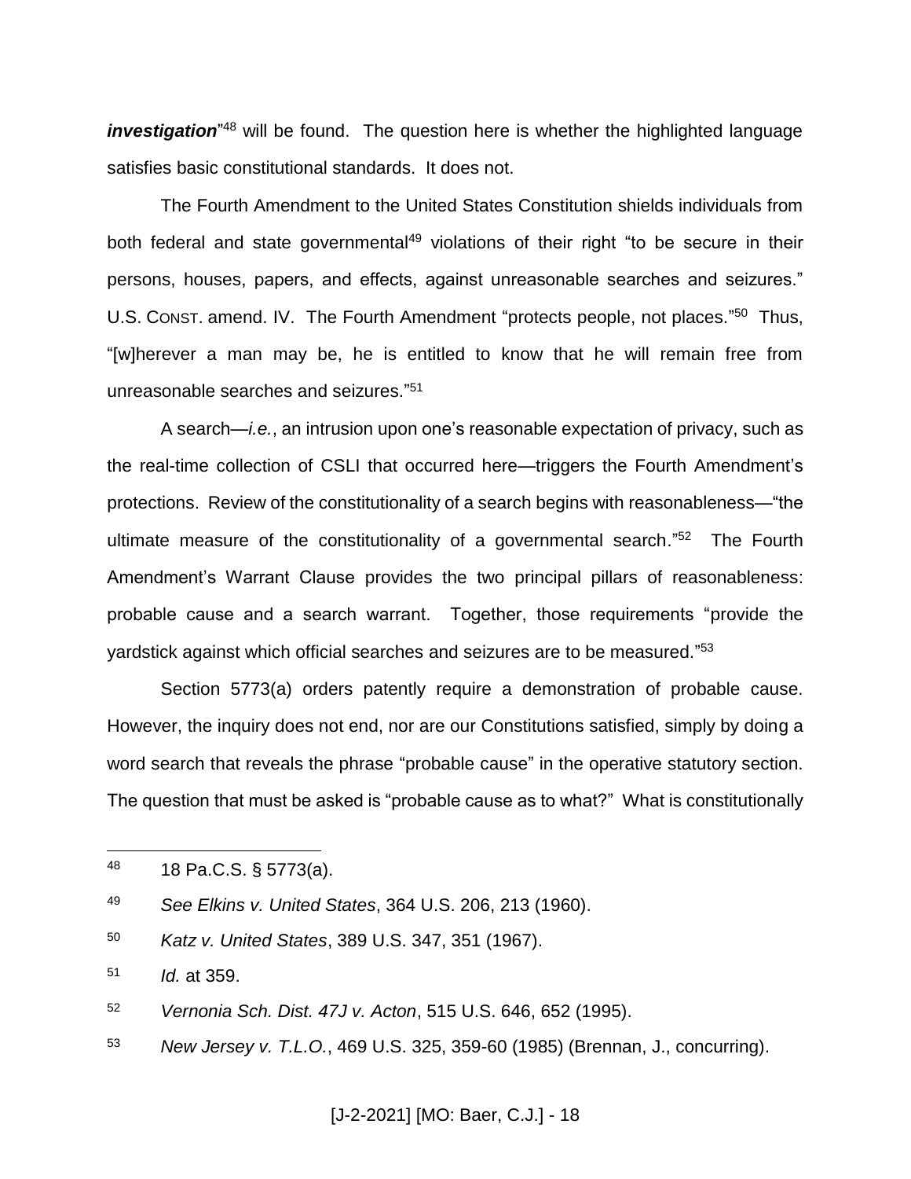***investigation***"[48] will be found. The question here is whether the highlighted language satisfies basic constitutional standards. It does not.

The Fourth Amendment to the United States Constitution shields individuals from both federal and state governmental[49] violations of their right "to be secure in their persons, houses, papers, and effects, against unreasonable searches and seizures." U.S. CONST. amend. IV. The Fourth Amendment "protects people, not places."[50] Thus, "[w]herever a man may be, he is entitled to know that he will remain free from unreasonable searches and seizures."[51]

A search—*i.e.*, an intrusion upon one's reasonable expectation of privacy, such as the real-time collection of CSLI that occurred here—triggers the Fourth Amendment's protections. Review of the constitutionality of a search begins with reasonableness—"the ultimate measure of the constitutionality of a governmental search."[52] The Fourth Amendment's Warrant Clause provides the two principal pillars of reasonableness: probable cause and a search warrant. Together, those requirements "provide the yardstick against which official searches and seizures are to be measured."[53]

Section 5773(a) orders patently require a demonstration of probable cause. However, the inquiry does not end, nor are our Constitutions satisfied, simply by doing a word search that reveals the phrase "probable cause" in the operative statutory section. The question that must be asked is "probable cause as to what?" What is constitutionally

---

[48] 18 Pa.C.S. § 5773(a).

[49] *See Elkins v. United States*, 364 U.S. 206, 213 (1960).

[50] *Katz v. United States*, 389 U.S. 347, 351 (1967).

[51] *Id.* at 359.

[52] *Vernonia Sch. Dist. 47J v. Acton*, 515 U.S. 646, 652 (1995).

[53] *New Jersey v. T.L.O.*, 469 U.S. 325, 359-60 (1985) (Brennan, J., concurring).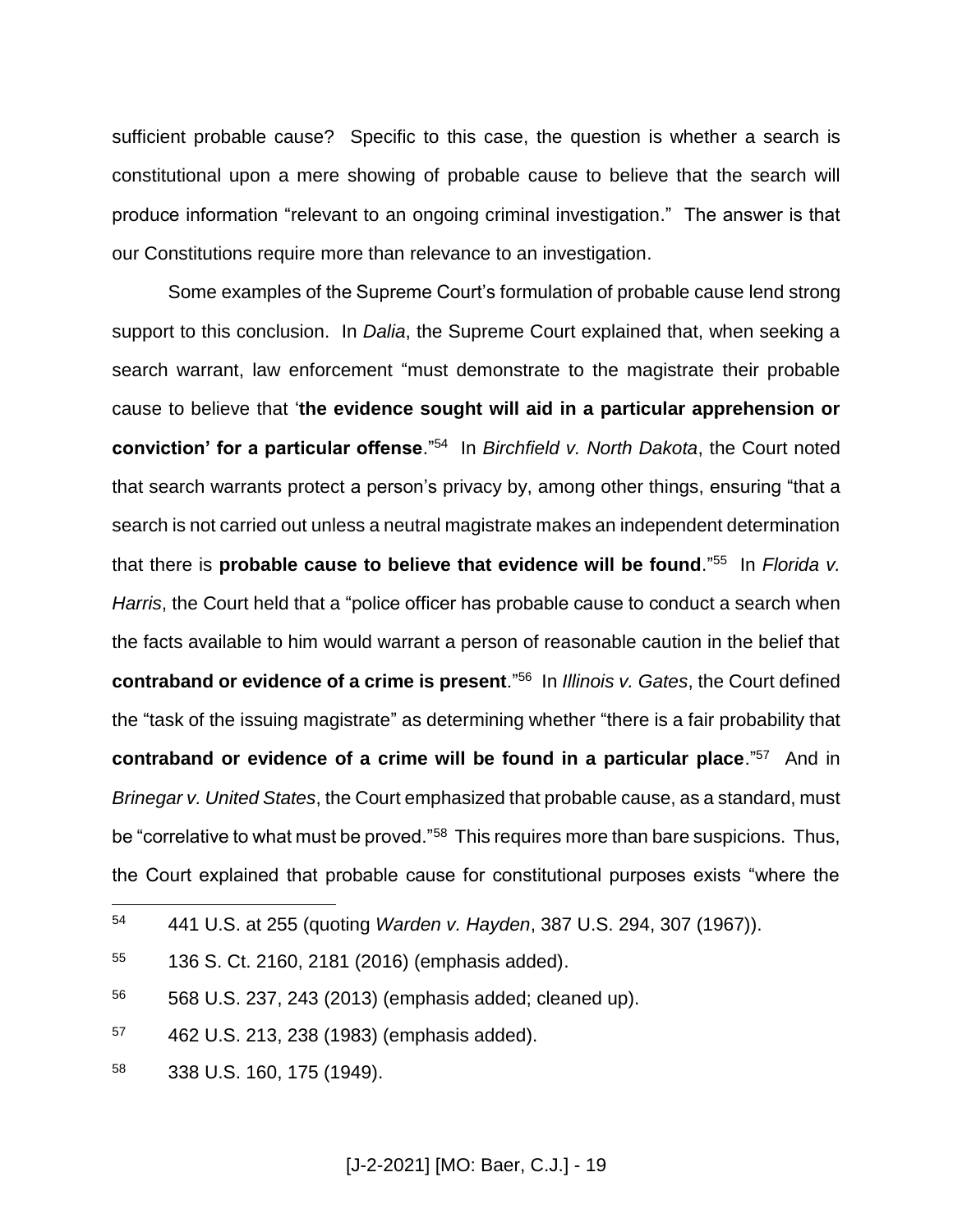sufficient probable cause? Specific to this case, the question is whether a search is constitutional upon a mere showing of probable cause to believe that the search will produce information "relevant to an ongoing criminal investigation." The answer is that our Constitutions require more than relevance to an investigation.

Some examples of the Supreme Court's formulation of probable cause lend strong support to this conclusion. In *Dalia*, the Supreme Court explained that, when seeking a search warrant, law enforcement "must demonstrate to the magistrate their probable cause to believe that '**the evidence sought will aid in a particular apprehension or conviction' for a particular offense**."[54] In *Birchfield v. North Dakota*, the Court noted that search warrants protect a person's privacy by, among other things, ensuring "that a search is not carried out unless a neutral magistrate makes an independent determination that there is **probable cause to believe that evidence will be found**."[55] In *Florida v. Harris*, the Court held that a "police officer has probable cause to conduct a search when the facts available to him would warrant a person of reasonable caution in the belief that **contraband or evidence of a crime is present**."[56] In *Illinois v. Gates*, the Court defined the "task of the issuing magistrate" as determining whether "there is a fair probability that **contraband or evidence of a crime will be found in a particular place**."[57] And in *Brinegar v. United States*, the Court emphasized that probable cause, as a standard, must be "correlative to what must be proved."[58] This requires more than bare suspicions. Thus, the Court explained that probable cause for constitutional purposes exists "where the

---

[54] 441 U.S. at 255 (quoting *Warden v. Hayden*, 387 U.S. 294, 307 (1967)).

[55] 136 S. Ct. 2160, 2181 (2016) (emphasis added).

[56] 568 U.S. 237, 243 (2013) (emphasis added; cleaned up).

[57] 462 U.S. 213, 238 (1983) (emphasis added).

[58] 338 U.S. 160, 175 (1949).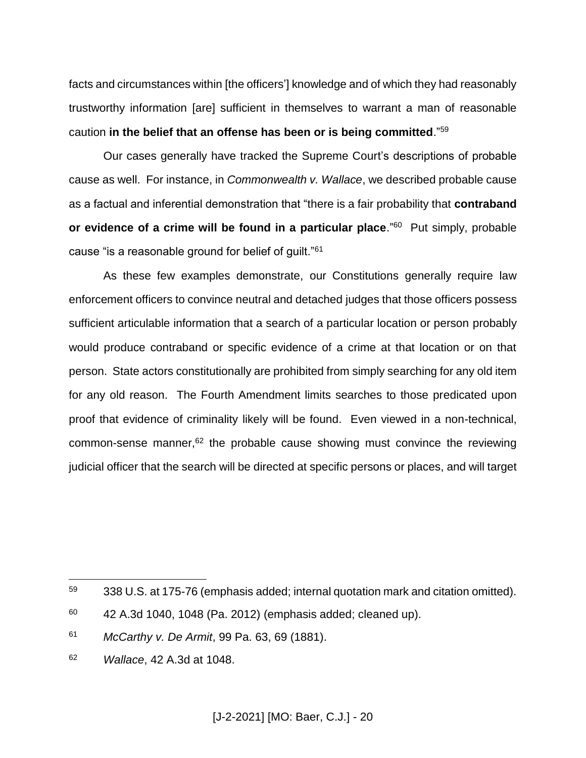facts and circumstances within [the officers'] knowledge and of which they had reasonably trustworthy information [are] sufficient in themselves to warrant a man of reasonable caution **in the belief that an offense has been or is being committed**."[59]

Our cases generally have tracked the Supreme Court's descriptions of probable cause as well. For instance, in *Commonwealth v. Wallace*, we described probable cause as a factual and inferential demonstration that "there is a fair probability that **contraband or evidence of a crime will be found in a particular place**."[60] Put simply, probable cause "is a reasonable ground for belief of guilt."[61]

As these few examples demonstrate, our Constitutions generally require law enforcement officers to convince neutral and detached judges that those officers possess sufficient articulable information that a search of a particular location or person probably would produce contraband or specific evidence of a crime at that location or on that person. State actors constitutionally are prohibited from simply searching for any old item for any old reason. The Fourth Amendment limits searches to those predicated upon proof that evidence of criminality likely will be found. Even viewed in a non-technical, common-sense manner,[62] the probable cause showing must convince the reviewing judicial officer that the search will be directed at specific persons or places, and will target

---

[59] 338 U.S. at 175-76 (emphasis added; internal quotation mark and citation omitted).

[60] 42 A.3d 1040, 1048 (Pa. 2012) (emphasis added; cleaned up).

[61] *McCarthy v. De Armit*, 99 Pa. 63, 69 (1881).

[62] *Wallace*, 42 A.3d at 1048.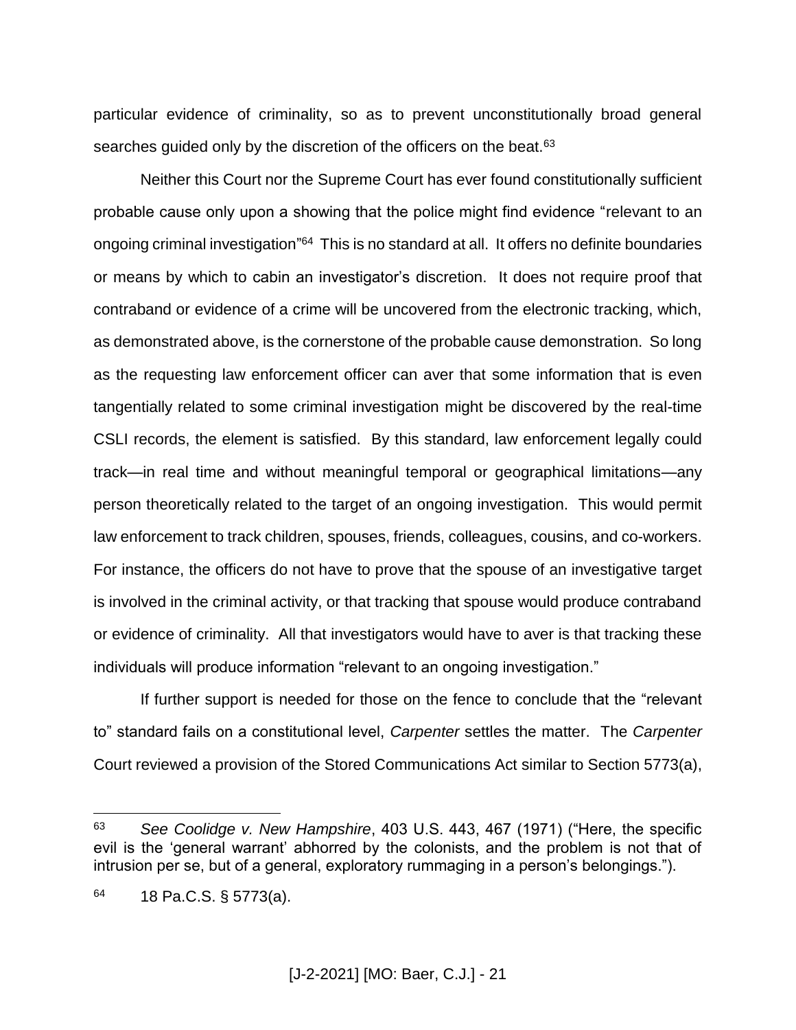particular evidence of criminality, so as to prevent unconstitutionally broad general searches guided only by the discretion of the officers on the beat.[63]

Neither this Court nor the Supreme Court has ever found constitutionally sufficient probable cause only upon a showing that the police might find evidence "relevant to an ongoing criminal investigation"[64] This is no standard at all. It offers no definite boundaries or means by which to cabin an investigator's discretion. It does not require proof that contraband or evidence of a crime will be uncovered from the electronic tracking, which, as demonstrated above, is the cornerstone of the probable cause demonstration. So long as the requesting law enforcement officer can aver that some information that is even tangentially related to some criminal investigation might be discovered by the real-time CSLI records, the element is satisfied. By this standard, law enforcement legally could track—in real time and without meaningful temporal or geographical limitations—any person theoretically related to the target of an ongoing investigation. This would permit law enforcement to track children, spouses, friends, colleagues, cousins, and co-workers. For instance, the officers do not have to prove that the spouse of an investigative target is involved in the criminal activity, or that tracking that spouse would produce contraband or evidence of criminality. All that investigators would have to aver is that tracking these individuals will produce information "relevant to an ongoing investigation."

If further support is needed for those on the fence to conclude that the "relevant to" standard fails on a constitutional level, *Carpenter* settles the matter. The *Carpenter* Court reviewed a provision of the Stored Communications Act similar to Section 5773(a),

---

[63] *See Coolidge v. New Hampshire*, 403 U.S. 443, 467 (1971) ("Here, the specific evil is the 'general warrant' abhorred by the colonists, and the problem is not that of intrusion per se, but of a general, exploratory rummaging in a person's belongings.").

[64] 18 Pa.C.S. § 5773(a).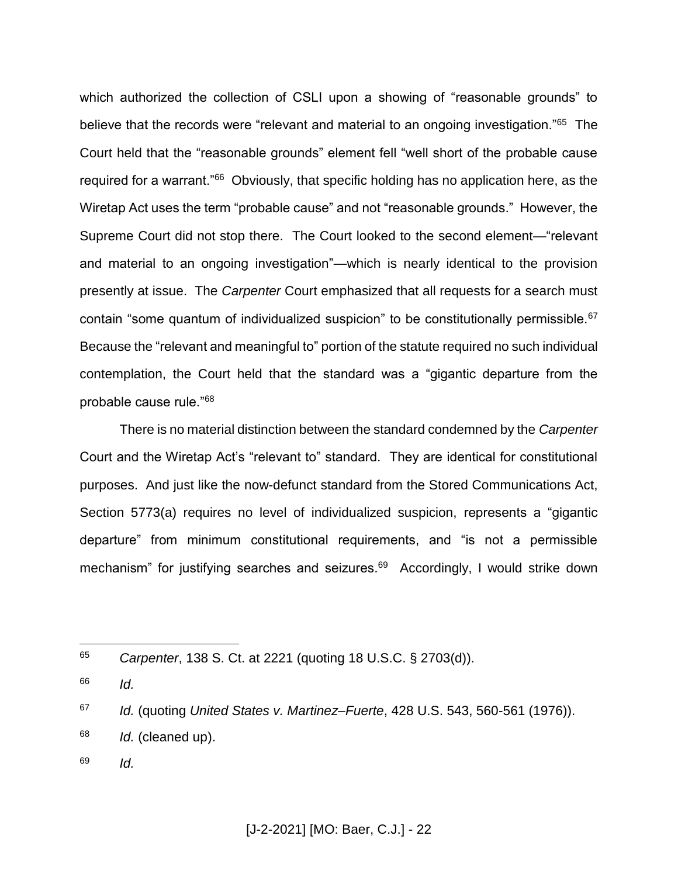which authorized the collection of CSLI upon a showing of "reasonable grounds" to believe that the records were "relevant and material to an ongoing investigation."[65] The Court held that the "reasonable grounds" element fell "well short of the probable cause required for a warrant."[66] Obviously, that specific holding has no application here, as the Wiretap Act uses the term "probable cause" and not "reasonable grounds." However, the Supreme Court did not stop there. The Court looked to the second element—"relevant and material to an ongoing investigation"—which is nearly identical to the provision presently at issue. The *Carpenter* Court emphasized that all requests for a search must contain "some quantum of individualized suspicion" to be constitutionally permissible.[67] Because the "relevant and meaningful to" portion of the statute required no such individual contemplation, the Court held that the standard was a "gigantic departure from the probable cause rule."[68]

There is no material distinction between the standard condemned by the *Carpenter* Court and the Wiretap Act's "relevant to" standard. They are identical for constitutional purposes. And just like the now-defunct standard from the Stored Communications Act, Section 5773(a) requires no level of individualized suspicion, represents a "gigantic departure" from minimum constitutional requirements, and "is not a permissible mechanism" for justifying searches and seizures.[69] Accordingly, I would strike down

---

[65] *Carpenter*, 138 S. Ct. at 2221 (quoting 18 U.S.C. § 2703(d)).

[66] *Id.*

[67] *Id.* (quoting *United States v. Martinez–Fuerte*, 428 U.S. 543, 560-561 (1976)).

[68] *Id.* (cleaned up).

[69] *Id.*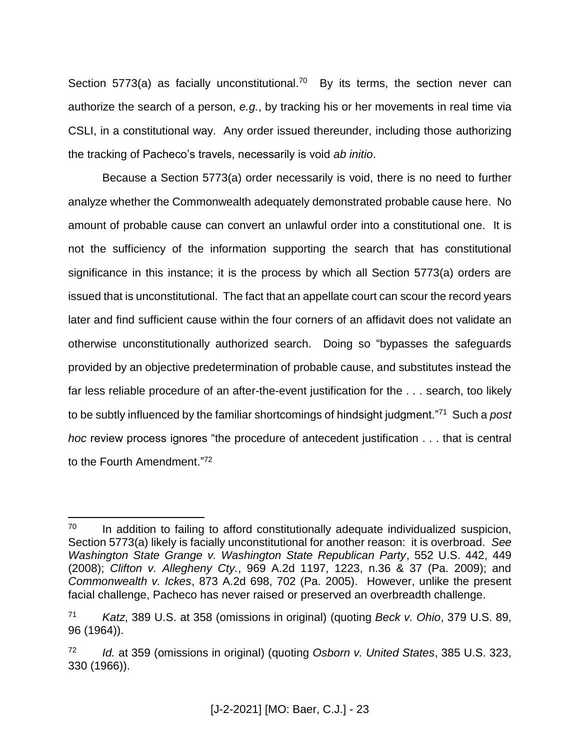Section 5773(a) as facially unconstitutional.[70] By its terms, the section never can authorize the search of a person, *e.g.*, by tracking his or her movements in real time via CSLI, in a constitutional way. Any order issued thereunder, including those authorizing the tracking of Pacheco's travels, necessarily is void *ab initio*.

Because a Section 5773(a) order necessarily is void, there is no need to further analyze whether the Commonwealth adequately demonstrated probable cause here. No amount of probable cause can convert an unlawful order into a constitutional one. It is not the sufficiency of the information supporting the search that has constitutional significance in this instance; it is the process by which all Section 5773(a) orders are issued that is unconstitutional. The fact that an appellate court can scour the record years later and find sufficient cause within the four corners of an affidavit does not validate an otherwise unconstitutionally authorized search. Doing so "bypasses the safeguards provided by an objective predetermination of probable cause, and substitutes instead the far less reliable procedure of an after-the-event justification for the . . . search, too likely to be subtly influenced by the familiar shortcomings of hindsight judgment."[71] Such a *post hoc* review process ignores "the procedure of antecedent justification . . . that is central to the Fourth Amendment."[72]

---

[70] In addition to failing to afford constitutionally adequate individualized suspicion, Section 5773(a) likely is facially unconstitutional for another reason: it is overbroad. *See Washington State Grange v. Washington State Republican Party*, 552 U.S. 442, 449 (2008); *Clifton v. Allegheny Cty.*, 969 A.2d 1197, 1223, n.36 & 37 (Pa. 2009); and *Commonwealth v. Ickes*, 873 A.2d 698, 702 (Pa. 2005). However, unlike the present facial challenge, Pacheco has never raised or preserved an overbreadth challenge.

[71] *Katz*, 389 U.S. at 358 (omissions in original) (quoting *Beck v. Ohio*, 379 U.S. 89, 96 (1964)).

[72] *Id.* at 359 (omissions in original) (quoting *Osborn v. United States*, 385 U.S. 323, 330 (1966)).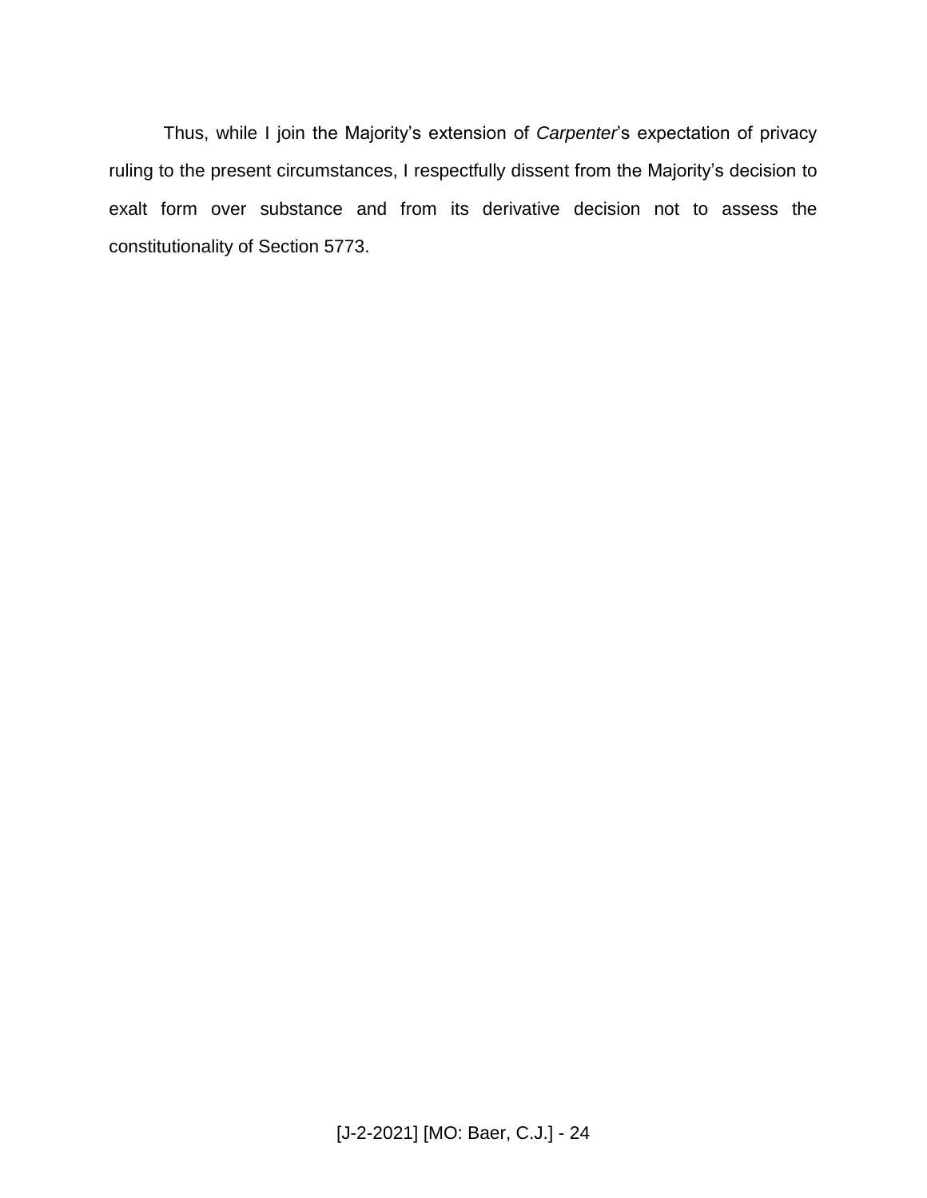Thus, while I join the Majority's extension of *Carpenter*'s expectation of privacy ruling to the present circumstances, I respectfully dissent from the Majority's decision to exalt form over substance and from its derivative decision not to assess the constitutionality of Section 5773.